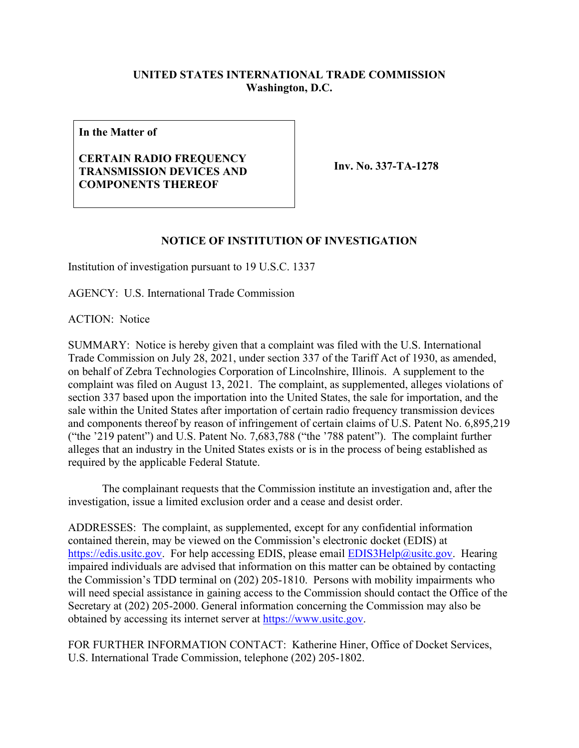**UNITED STATES INTERNATIONAL TRADE COMMISSION**
**Washington, D.C.**

| **In the Matter of**<br><br>**CERTAIN RADIO FREQUENCY TRANSMISSION DEVICES AND COMPONENTS THEREOF** | **Inv. No. 337-TA-1278** |
|---|---|

## NOTICE OF INSTITUTION OF INVESTIGATION

Institution of investigation pursuant to 19 U.S.C. 1337

AGENCY: U.S. International Trade Commission

ACTION: Notice

SUMMARY: Notice is hereby given that a complaint was filed with the U.S. International Trade Commission on July 28, 2021, under section 337 of the Tariff Act of 1930, as amended, on behalf of Zebra Technologies Corporation of Lincolnshire, Illinois. A supplement to the complaint was filed on August 13, 2021. The complaint, as supplemented, alleges violations of section 337 based upon the importation into the United States, the sale for importation, and the sale within the United States after importation of certain radio frequency transmission devices and components thereof by reason of infringement of certain claims of U.S. Patent No. 6,895,219 ("the '219 patent") and U.S. Patent No. 7,683,788 ("the '788 patent"). The complaint further alleges that an industry in the United States exists or is in the process of being established as required by the applicable Federal Statute.

The complainant requests that the Commission institute an investigation and, after the investigation, issue a limited exclusion order and a cease and desist order.

ADDRESSES: The complaint, as supplemented, except for any confidential information contained therein, may be viewed on the Commission's electronic docket (EDIS) at https://edis.usitc.gov. For help accessing EDIS, please email EDIS3Help@usitc.gov. Hearing impaired individuals are advised that information on this matter can be obtained by contacting the Commission's TDD terminal on (202) 205-1810. Persons with mobility impairments who will need special assistance in gaining access to the Commission should contact the Office of the Secretary at (202) 205-2000. General information concerning the Commission may also be obtained by accessing its internet server at https://www.usitc.gov.

FOR FURTHER INFORMATION CONTACT: Katherine Hiner, Office of Docket Services, U.S. International Trade Commission, telephone (202) 205-1802.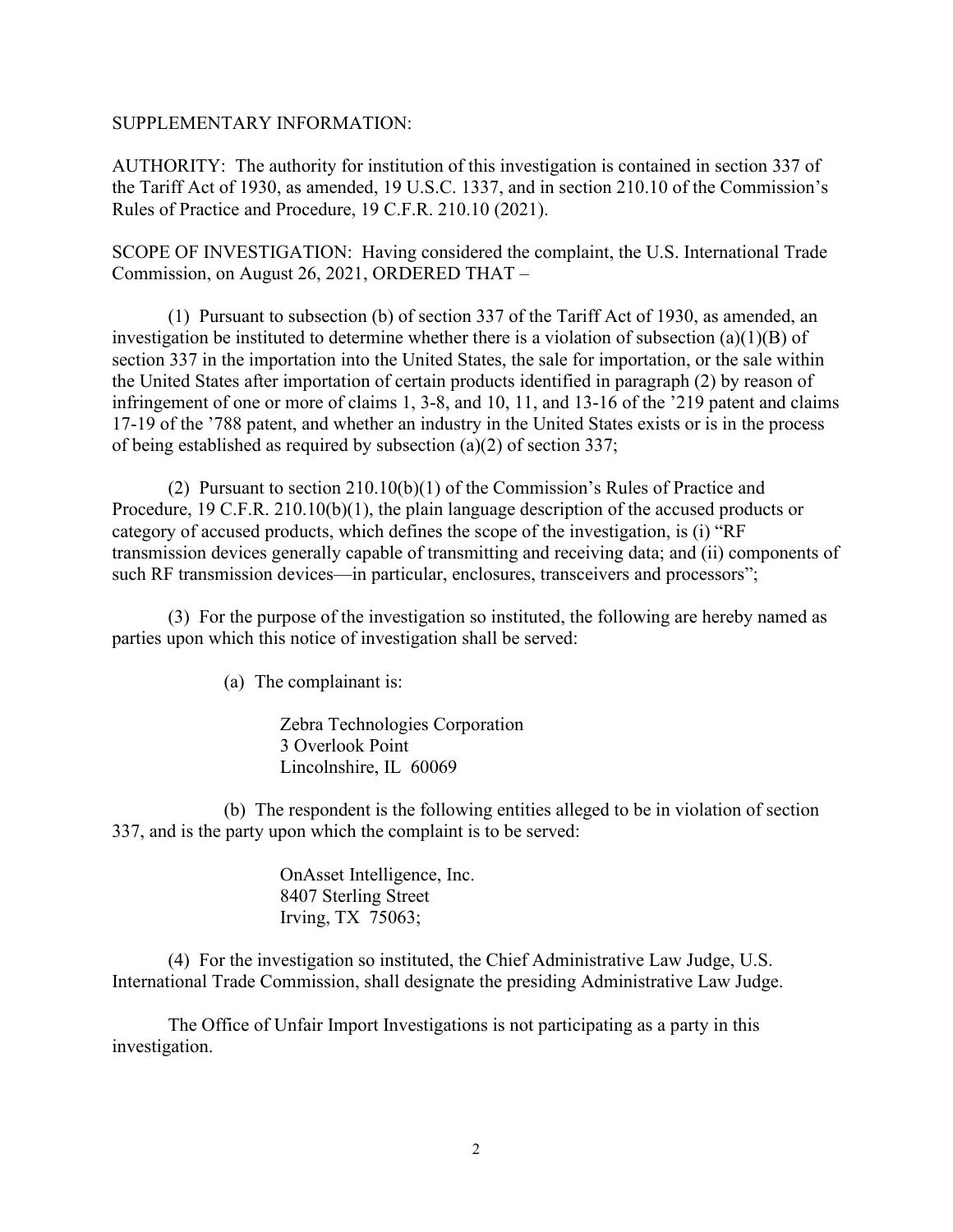SUPPLEMENTARY INFORMATION:

AUTHORITY: The authority for institution of this investigation is contained in section 337 of the Tariff Act of 1930, as amended, 19 U.S.C. 1337, and in section 210.10 of the Commission's Rules of Practice and Procedure, 19 C.F.R. 210.10 (2021).

SCOPE OF INVESTIGATION: Having considered the complaint, the U.S. International Trade Commission, on August 26, 2021, ORDERED THAT –

(1) Pursuant to subsection (b) of section 337 of the Tariff Act of 1930, as amended, an investigation be instituted to determine whether there is a violation of subsection (a)(1)(B) of section 337 in the importation into the United States, the sale for importation, or the sale within the United States after importation of certain products identified in paragraph (2) by reason of infringement of one or more of claims 1, 3-8, and 10, 11, and 13-16 of the '219 patent and claims 17-19 of the '788 patent, and whether an industry in the United States exists or is in the process of being established as required by subsection (a)(2) of section 337;

(2) Pursuant to section 210.10(b)(1) of the Commission's Rules of Practice and Procedure, 19 C.F.R. 210.10(b)(1), the plain language description of the accused products or category of accused products, which defines the scope of the investigation, is (i) "RF transmission devices generally capable of transmitting and receiving data; and (ii) components of such RF transmission devices—in particular, enclosures, transceivers and processors";

(3) For the purpose of the investigation so instituted, the following are hereby named as parties upon which this notice of investigation shall be served:

(a) The complainant is:

Zebra Technologies Corporation
3 Overlook Point
Lincolnshire, IL 60069

(b) The respondent is the following entities alleged to be in violation of section 337, and is the party upon which the complaint is to be served:

OnAsset Intelligence, Inc.
8407 Sterling Street
Irving, TX 75063;

(4) For the investigation so instituted, the Chief Administrative Law Judge, U.S. International Trade Commission, shall designate the presiding Administrative Law Judge.

The Office of Unfair Import Investigations is not participating as a party in this investigation.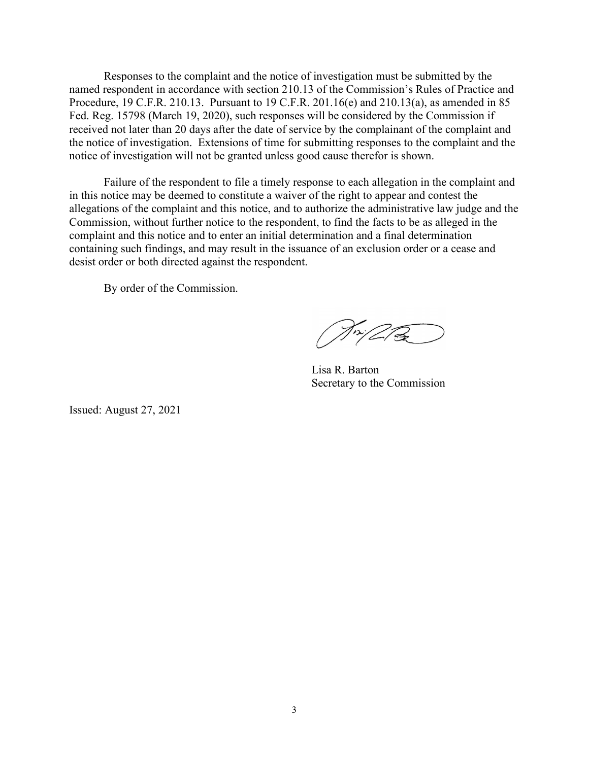Responses to the complaint and the notice of investigation must be submitted by the named respondent in accordance with section 210.13 of the Commission's Rules of Practice and Procedure, 19 C.F.R. 210.13. Pursuant to 19 C.F.R. 201.16(e) and 210.13(a), as amended in 85 Fed. Reg. 15798 (March 19, 2020), such responses will be considered by the Commission if received not later than 20 days after the date of service by the complainant of the complaint and the notice of investigation. Extensions of time for submitting responses to the complaint and the notice of investigation will not be granted unless good cause therefor is shown.

Failure of the respondent to file a timely response to each allegation in the complaint and in this notice may be deemed to constitute a waiver of the right to appear and contest the allegations of the complaint and this notice, and to authorize the administrative law judge and the Commission, without further notice to the respondent, to find the facts to be as alleged in the complaint and this notice and to enter an initial determination and a final determination containing such findings, and may result in the issuance of an exclusion order or a cease and desist order or both directed against the respondent.

By order of the Commission.

Lisa R. Barton
Secretary to the Commission

Issued: August 27, 2021